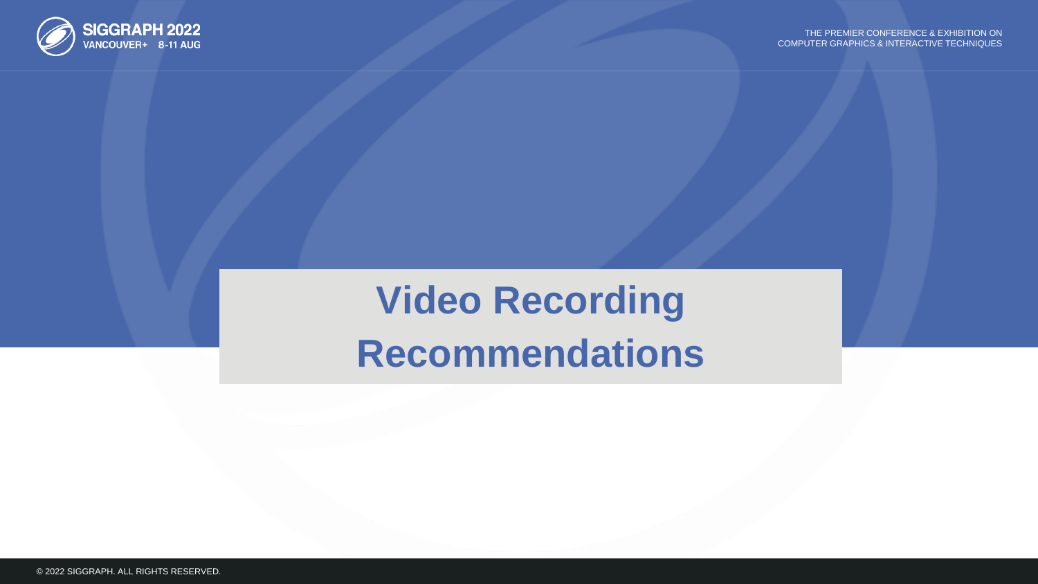# Video Recording Recommendations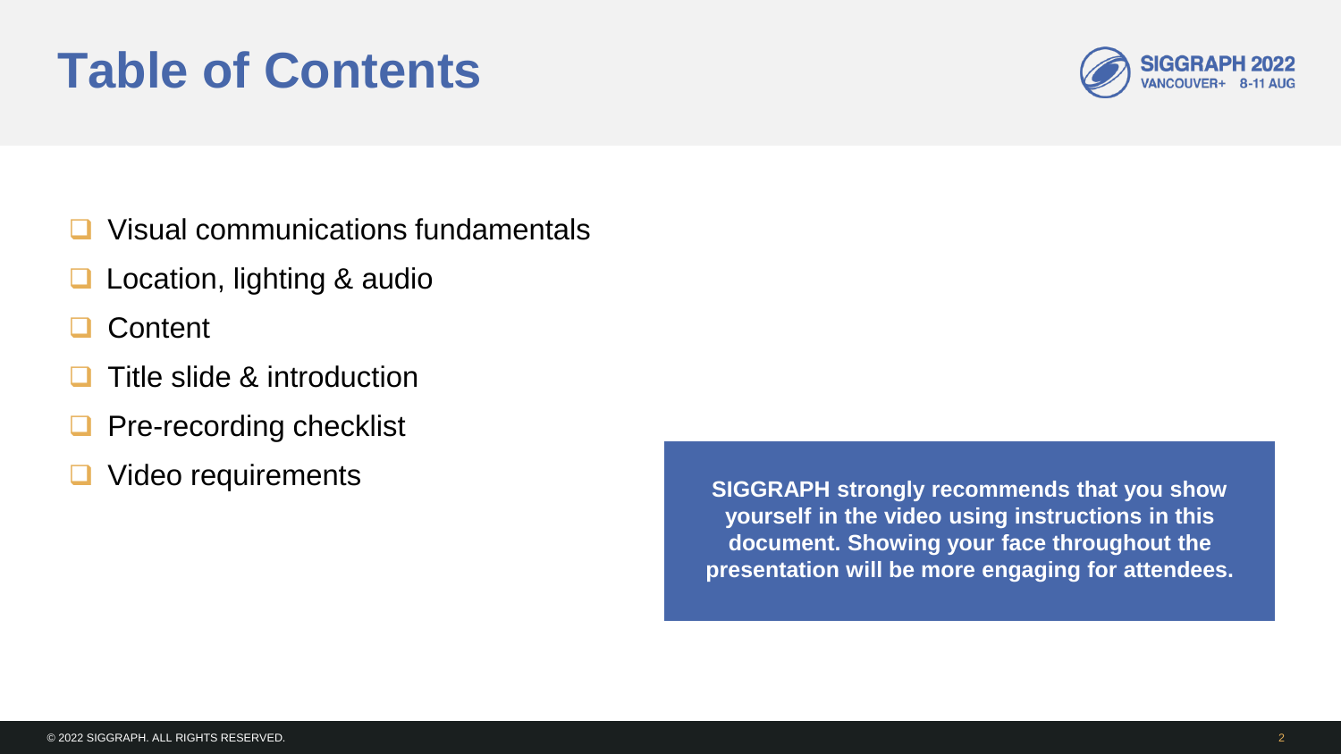# Table of Contents

- Visual communications fundamentals
- Location, lighting & audio
- Content
- Title slide & introduction
- Pre-recording checklist
- Video requirements

**SIGGRAPH strongly recommends that you show yourself in the video using instructions in this document. Showing your face throughout the presentation will be more engaging for attendees.**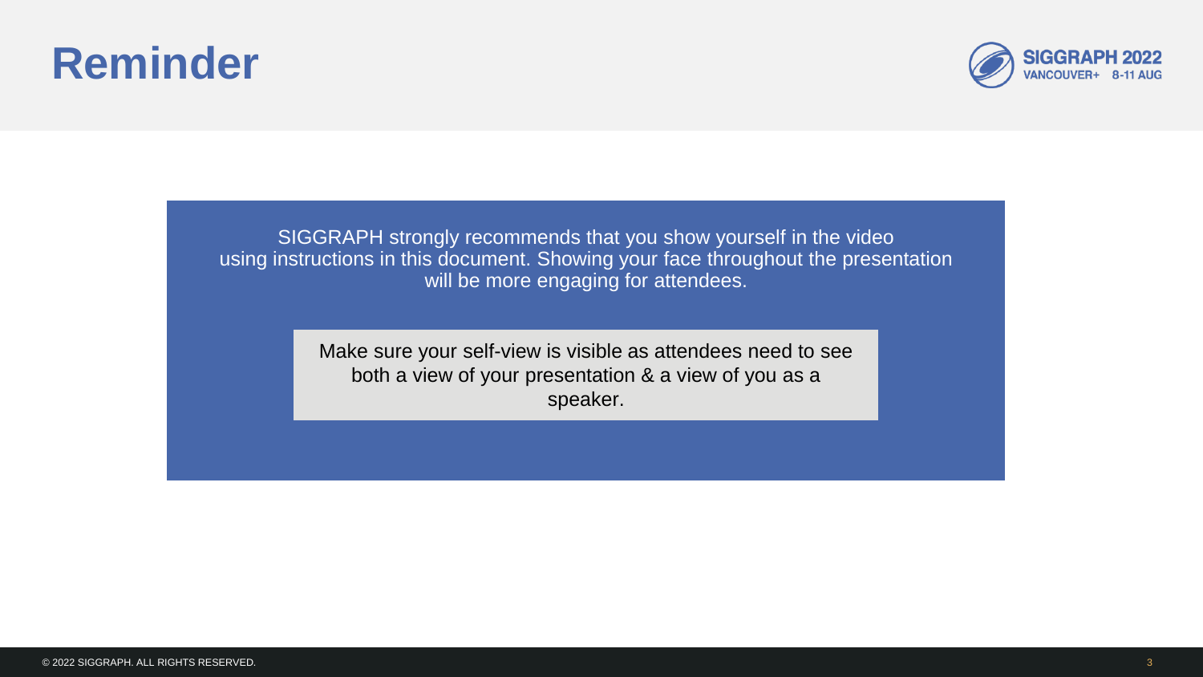# Reminder

SIGGRAPH strongly recommends that you show yourself in the video using instructions in this document. Showing your face throughout the presentation will be more engaging for attendees.

Make sure your self-view is visible as attendees need to see both a view of your presentation & a view of you as a speaker.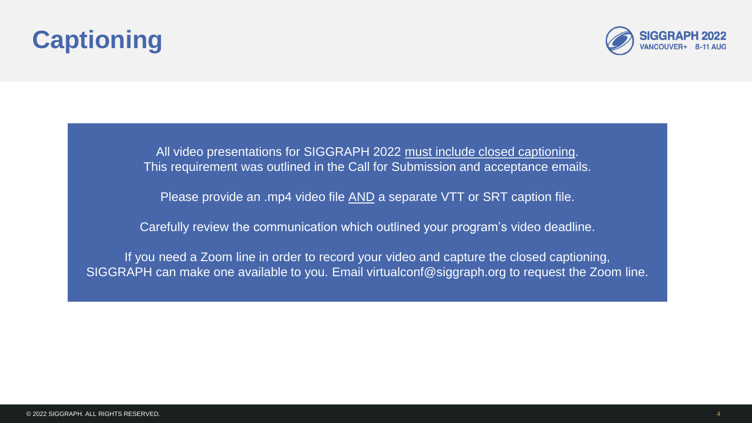# Captioning

All video presentations for SIGGRAPH 2022 <u>must include closed captioning</u>.
This requirement was outlined in the Call for Submission and acceptance emails.

Please provide an .mp4 video file <u>AND</u> a separate VTT or SRT caption file.

Carefully review the communication which outlined your program's video deadline.

If you need a Zoom line in order to record your video and capture the closed captioning, SIGGRAPH can make one available to you. Email virtualconf@siggraph.org to request the Zoom line.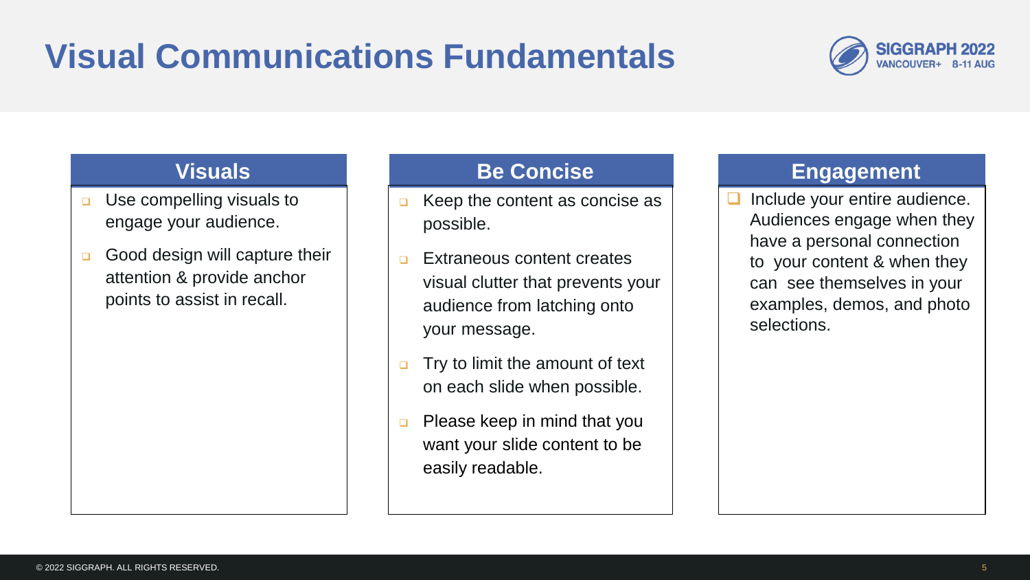# Visual Communications Fundamentals

## Visuals

- Use compelling visuals to engage your audience.
- Good design will capture their attention & provide anchor points to assist in recall.

## Be Concise

- Keep the content as concise as possible.
- Extraneous content creates visual clutter that prevents your audience from latching onto your message.
- Try to limit the amount of text on each slide when possible.
- Please keep in mind that you want your slide content to be easily readable.

## Engagement

- Include your entire audience. Audiences engage when they have a personal connection to your content & when they can see themselves in your examples, demos, and photo selections.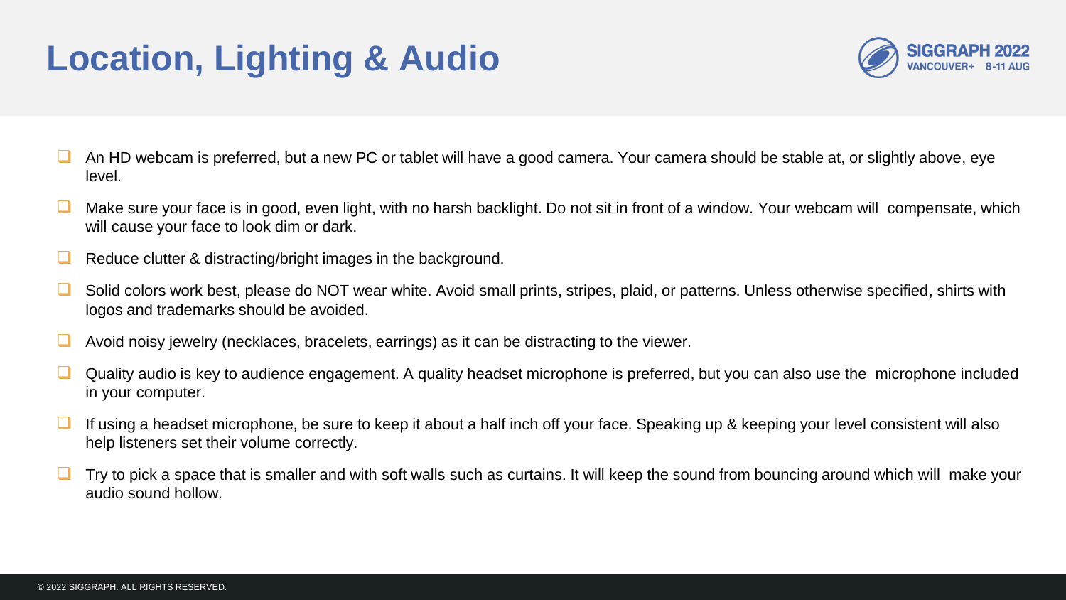# Location, Lighting & Audio

- An HD webcam is preferred, but a new PC or tablet will have a good camera. Your camera should be stable at, or slightly above, eye level.
- Make sure your face is in good, even light, with no harsh backlight. Do not sit in front of a window. Your webcam will compensate, which will cause your face to look dim or dark.
- Reduce clutter & distracting/bright images in the background.
- Solid colors work best, please do NOT wear white. Avoid small prints, stripes, plaid, or patterns. Unless otherwise specified, shirts with logos and trademarks should be avoided.
- Avoid noisy jewelry (necklaces, bracelets, earrings) as it can be distracting to the viewer.
- Quality audio is key to audience engagement. A quality headset microphone is preferred, but you can also use the microphone included in your computer.
- If using a headset microphone, be sure to keep it about a half inch off your face. Speaking up & keeping your level consistent will also help listeners set their volume correctly.
- Try to pick a space that is smaller and with soft walls such as curtains. It will keep the sound from bouncing around which will make your audio sound hollow.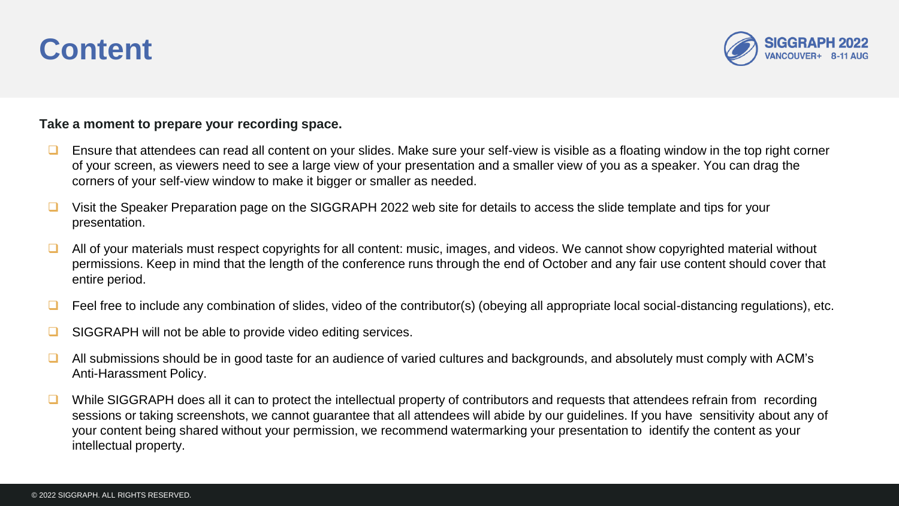# Content

**Take a moment to prepare your recording space.**

- Ensure that attendees can read all content on your slides. Make sure your self-view is visible as a floating window in the top right corner of your screen, as viewers need to see a large view of your presentation and a smaller view of you as a speaker. You can drag the corners of your self-view window to make it bigger or smaller as needed.
- Visit the Speaker Preparation page on the SIGGRAPH 2022 web site for details to access the slide template and tips for your presentation.
- All of your materials must respect copyrights for all content: music, images, and videos. We cannot show copyrighted material without permissions. Keep in mind that the length of the conference runs through the end of October and any fair use content should cover that entire period.
- Feel free to include any combination of slides, video of the contributor(s) (obeying all appropriate local social-distancing regulations), etc.
- SIGGRAPH will not be able to provide video editing services.
- All submissions should be in good taste for an audience of varied cultures and backgrounds, and absolutely must comply with ACM's Anti-Harassment Policy.
- While SIGGRAPH does all it can to protect the intellectual property of contributors and requests that attendees refrain from recording sessions or taking screenshots, we cannot guarantee that all attendees will abide by our guidelines. If you have sensitivity about any of your content being shared without your permission, we recommend watermarking your presentation to identify the content as your intellectual property.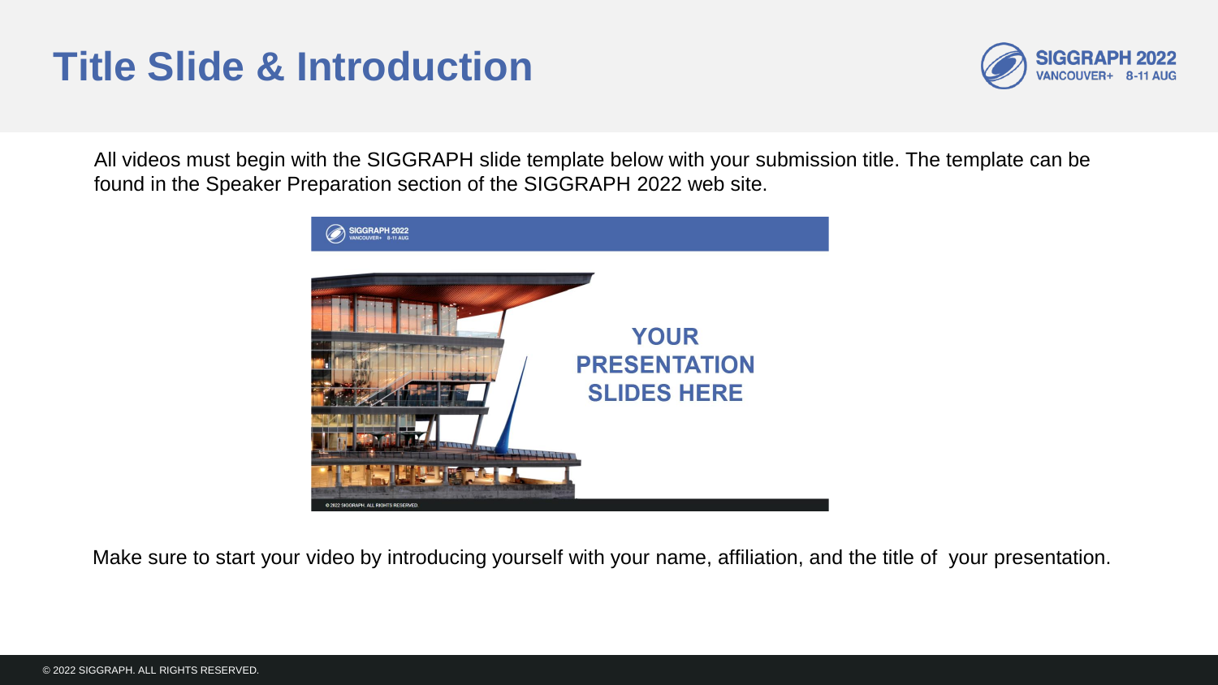# Title Slide & Introduction

All videos must begin with the SIGGRAPH slide template below with your submission title. The template can be found in the Speaker Preparation section of the SIGGRAPH 2022 web site.

Make sure to start your video by introducing yourself with your name, affiliation, and the title of your presentation.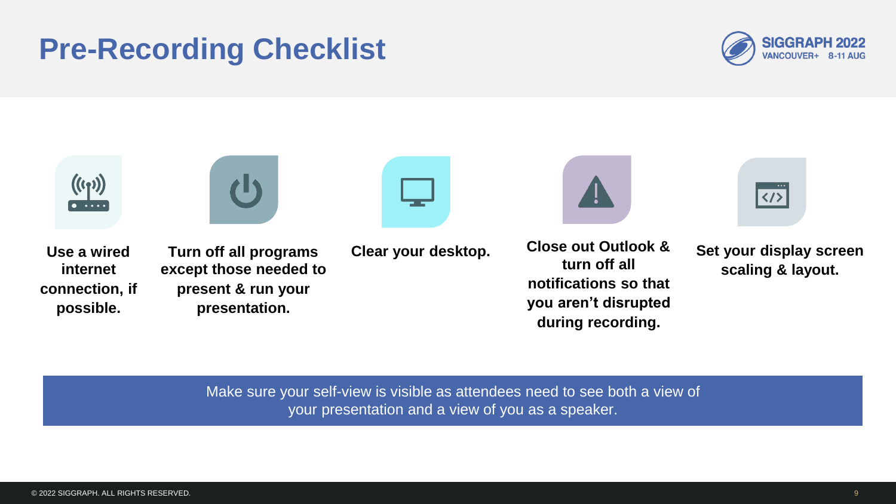# Pre-Recording Checklist

- **Use a wired internet connection, if possible.**
- **Turn off all programs except those needed to present & run your presentation.**
- **Clear your desktop.**
- **Close out Outlook & turn off all notifications so that you aren't disrupted during recording.**
- **Set your display screen scaling & layout.**

Make sure your self-view is visible as attendees need to see both a view of your presentation and a view of you as a speaker.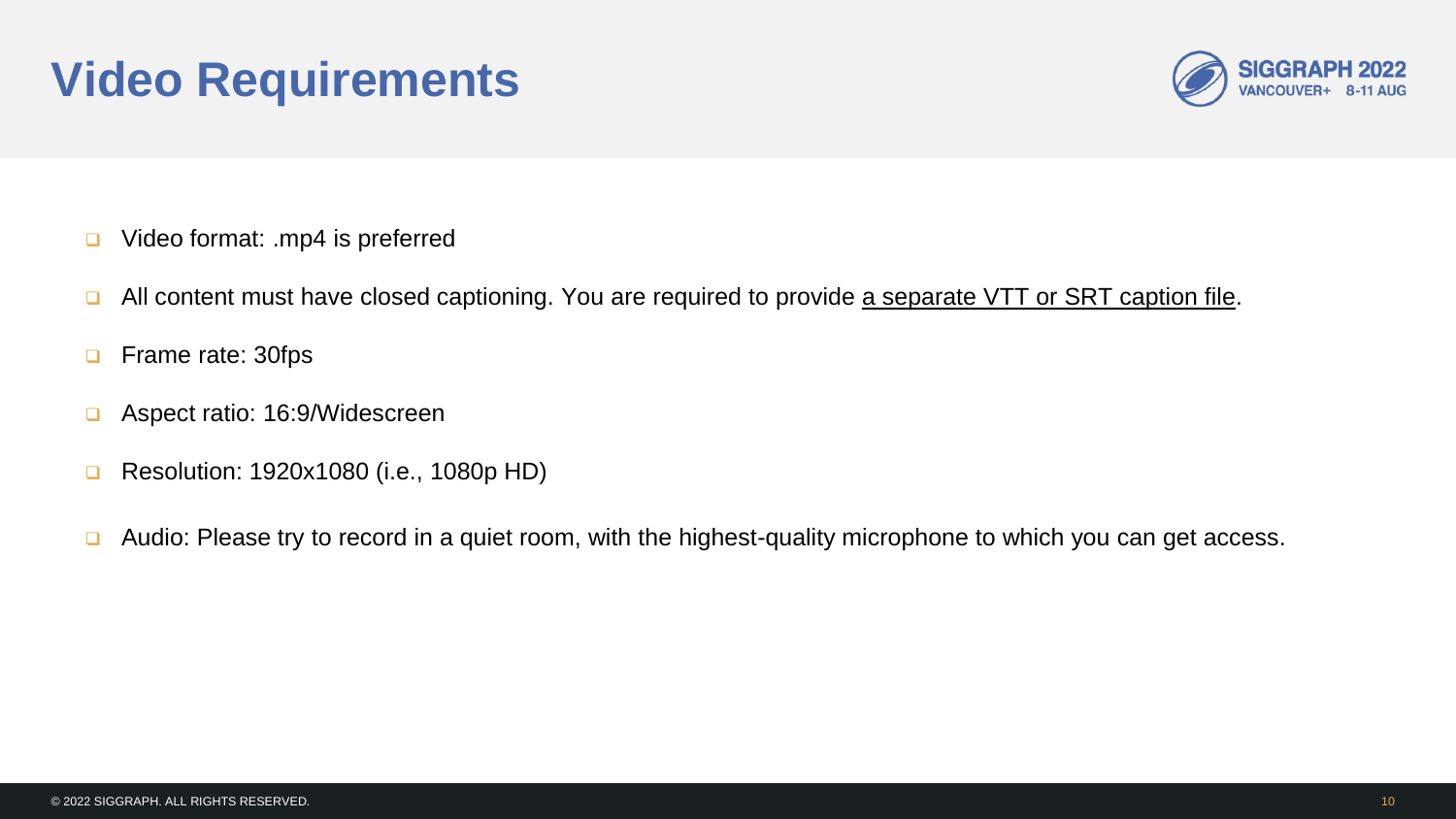# Video Requirements

- Video format: .mp4 is preferred
- All content must have closed captioning. You are required to provide a separate VTT or SRT caption file.
- Frame rate: 30fps
- Aspect ratio: 16:9/Widescreen
- Resolution: 1920x1080 (i.e., 1080p HD)
- Audio: Please try to record in a quiet room, with the highest-quality microphone to which you can get access.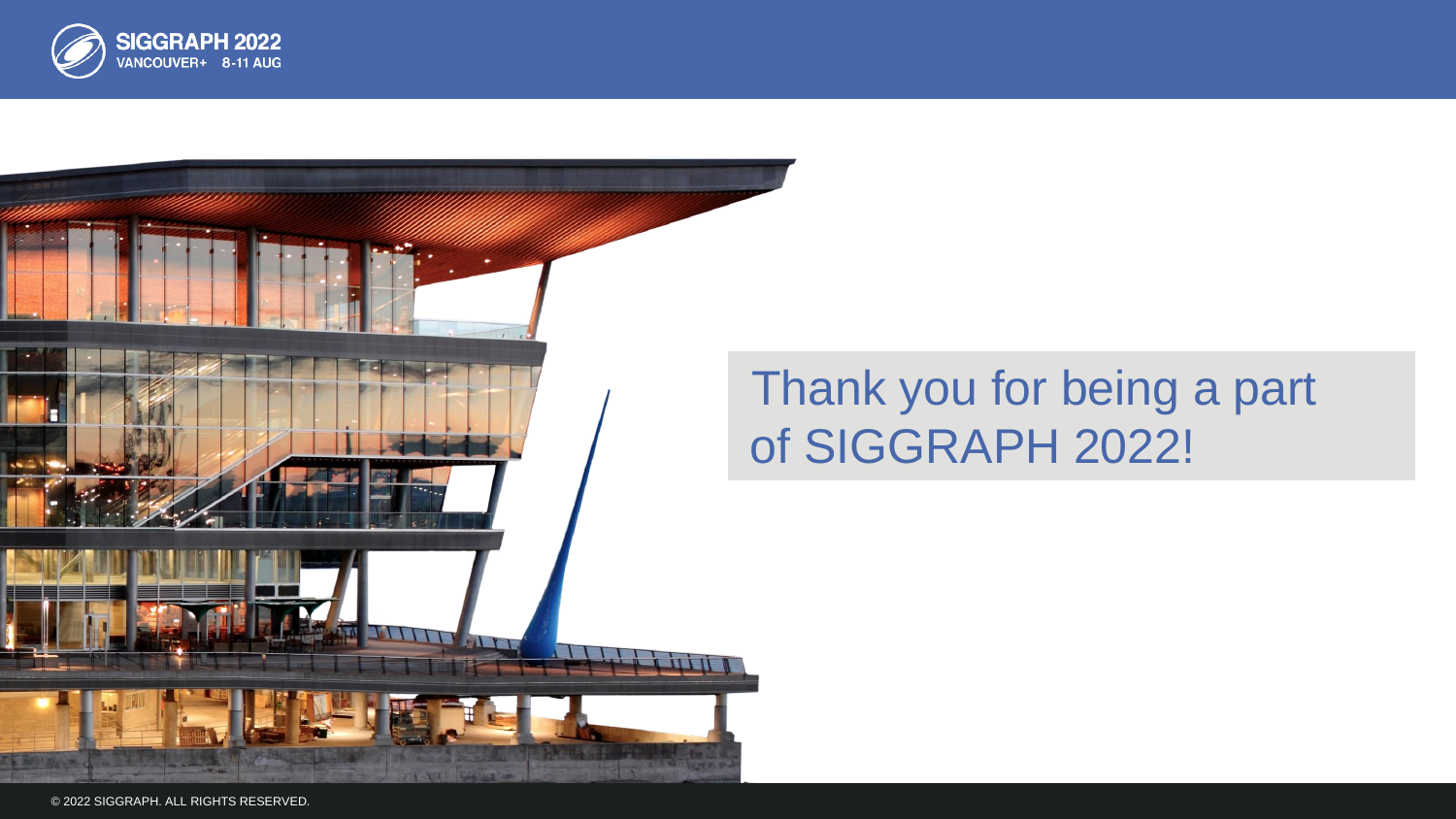Thank you for being a part of SIGGRAPH 2022!